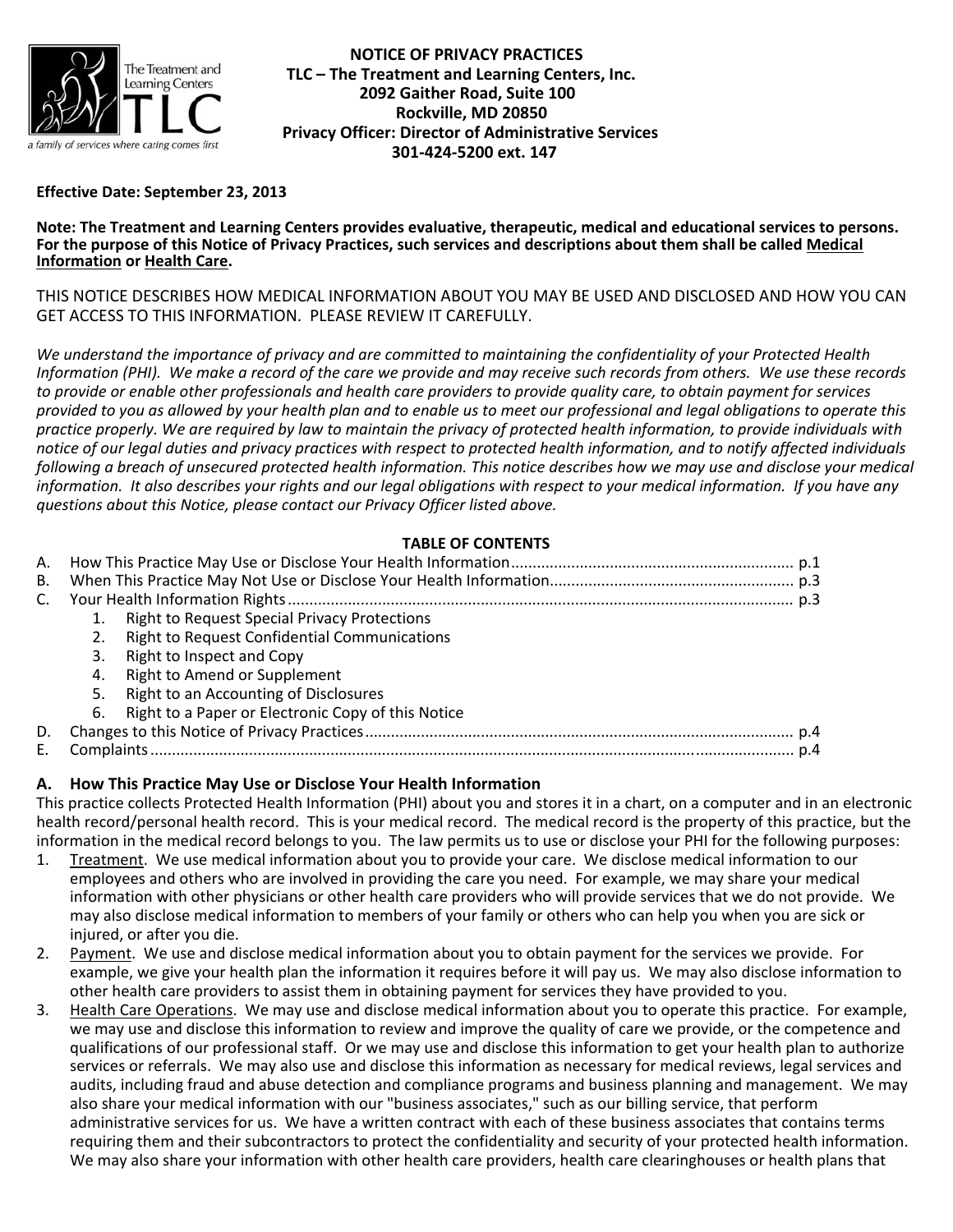# NOTICE OF PRIVACY PRACTICES

**TLC – The Treatment and Learning Centers, Inc.**
**2092 Gaither Road, Suite 100**
**Rockville, MD 20850**
**Privacy Officer: Director of Administrative Services**
**301-424-5200 ext. 147**

**Effective Date: September 23, 2013**

**Note: The Treatment and Learning Centers provides evaluative, therapeutic, medical and educational services to persons. For the purpose of this Notice of Privacy Practices, such services and descriptions about them shall be called <u>Medical Information</u> or <u>Health Care</u>.**

THIS NOTICE DESCRIBES HOW MEDICAL INFORMATION ABOUT YOU MAY BE USED AND DISCLOSED AND HOW YOU CAN GET ACCESS TO THIS INFORMATION. PLEASE REVIEW IT CAREFULLY.

*We understand the importance of privacy and are committed to maintaining the confidentiality of your Protected Health Information (PHI). We make a record of the care we provide and may receive such records from others. We use these records to provide or enable other professionals and health care providers to provide quality care, to obtain payment for services provided to you as allowed by your health plan and to enable us to meet our professional and legal obligations to operate this practice properly. We are required by law to maintain the privacy of protected health information, to provide individuals with notice of our legal duties and privacy practices with respect to protected health information, and to notify affected individuals following a breach of unsecured protected health information. This notice describes how we may use and disclose your medical information. It also describes your rights and our legal obligations with respect to your medical information. If you have any questions about this Notice, please contact our Privacy Officer listed above.*

**TABLE OF CONTENTS**

A. How This Practice May Use or Disclose Your Health Information .......... p.1
B. When This Practice May Not Use or Disclose Your Health Information .......... p.3
C. Your Health Information Rights .......... p.3
   1. Right to Request Special Privacy Protections
   2. Right to Request Confidential Communications
   3. Right to Inspect and Copy
   4. Right to Amend or Supplement
   5. Right to an Accounting of Disclosures
   6. Right to a Paper or Electronic Copy of this Notice
D. Changes to this Notice of Privacy Practices .......... p.4
E. Complaints .......... p.4

## A. How This Practice May Use or Disclose Your Health Information

This practice collects Protected Health Information (PHI) about you and stores it in a chart, on a computer and in an electronic health record/personal health record. This is your medical record. The medical record is the property of this practice, but the information in the medical record belongs to you. The law permits us to use or disclose your PHI for the following purposes:

1. <u>Treatment</u>. We use medical information about you to provide your care. We disclose medical information to our employees and others who are involved in providing the care you need. For example, we may share your medical information with other physicians or other health care providers who will provide services that we do not provide. We may also disclose medical information to members of your family or others who can help you when you are sick or injured, or after you die.
2. <u>Payment</u>. We use and disclose medical information about you to obtain payment for the services we provide. For example, we give your health plan the information it requires before it will pay us. We may also disclose information to other health care providers to assist them in obtaining payment for services they have provided to you.
3. <u>Health Care Operations</u>. We may use and disclose medical information about you to operate this practice. For example, we may use and disclose this information to review and improve the quality of care we provide, or the competence and qualifications of our professional staff. Or we may use and disclose this information to get your health plan to authorize services or referrals. We may also use and disclose this information as necessary for medical reviews, legal services and audits, including fraud and abuse detection and compliance programs and business planning and management. We may also share your medical information with our "business associates," such as our billing service, that perform administrative services for us. We have a written contract with each of these business associates that contains terms requiring them and their subcontractors to protect the confidentiality and security of your protected health information. We may also share your information with other health care providers, health care clearinghouses or health plans that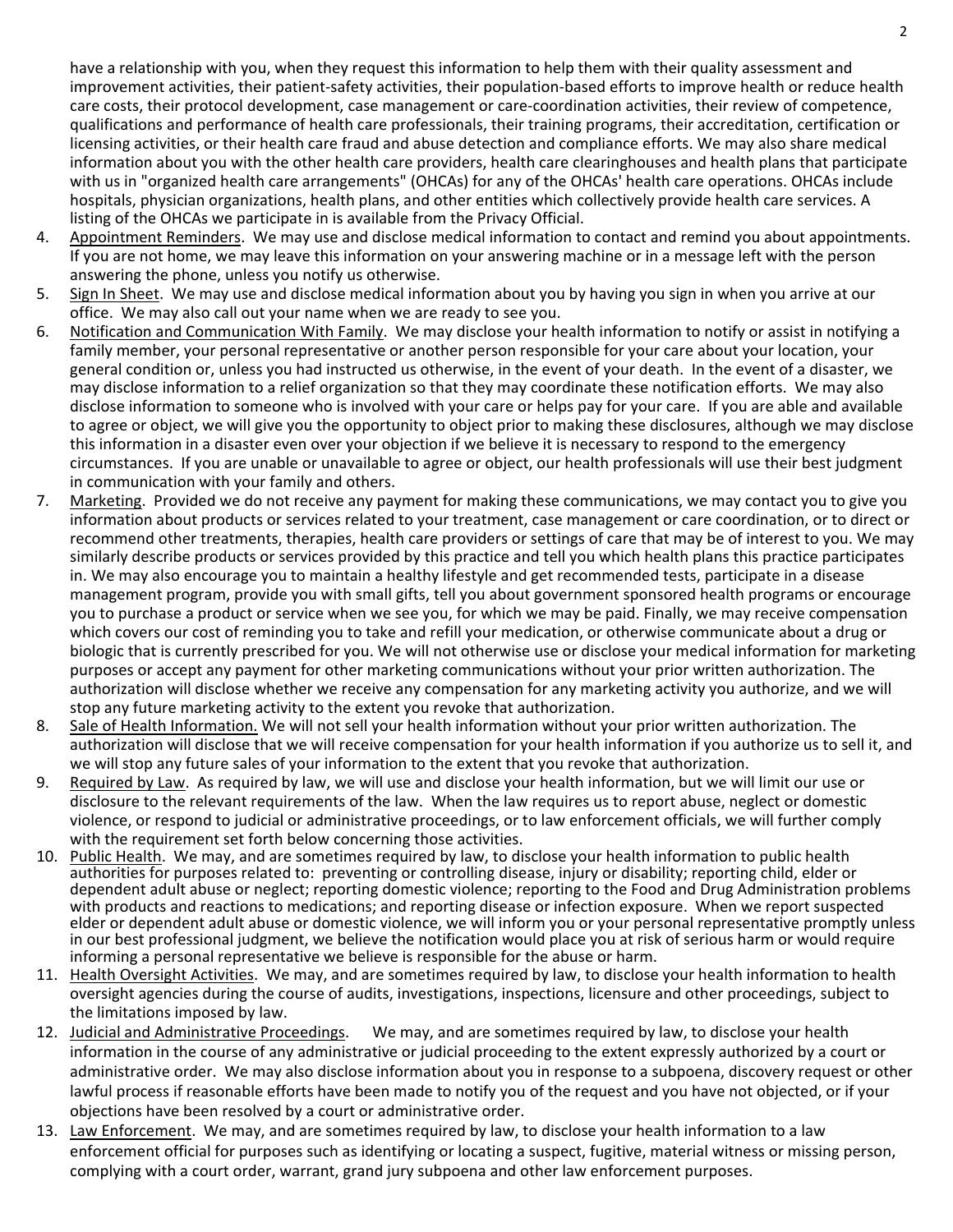have a relationship with you, when they request this information to help them with their quality assessment and improvement activities, their patient-safety activities, their population-based efforts to improve health or reduce health care costs, their protocol development, case management or care-coordination activities, their review of competence, qualifications and performance of health care professionals, their training programs, their accreditation, certification or licensing activities, or their health care fraud and abuse detection and compliance efforts. We may also share medical information about you with the other health care providers, health care clearinghouses and health plans that participate with us in "organized health care arrangements" (OHCAs) for any of the OHCAs' health care operations. OHCAs include hospitals, physician organizations, health plans, and other entities which collectively provide health care services. A listing of the OHCAs we participate in is available from the Privacy Official.

4. Appointment Reminders. We may use and disclose medical information to contact and remind you about appointments. If you are not home, we may leave this information on your answering machine or in a message left with the person answering the phone, unless you notify us otherwise.
5. Sign In Sheet. We may use and disclose medical information about you by having you sign in when you arrive at our office. We may also call out your name when we are ready to see you.
6. Notification and Communication With Family. We may disclose your health information to notify or assist in notifying a family member, your personal representative or another person responsible for your care about your location, your general condition or, unless you had instructed us otherwise, in the event of your death. In the event of a disaster, we may disclose information to a relief organization so that they may coordinate these notification efforts. We may also disclose information to someone who is involved with your care or helps pay for your care. If you are able and available to agree or object, we will give you the opportunity to object prior to making these disclosures, although we may disclose this information in a disaster even over your objection if we believe it is necessary to respond to the emergency circumstances. If you are unable or unavailable to agree or object, our health professionals will use their best judgment in communication with your family and others.
7. Marketing. Provided we do not receive any payment for making these communications, we may contact you to give you information about products or services related to your treatment, case management or care coordination, or to direct or recommend other treatments, therapies, health care providers or settings of care that may be of interest to you. We may similarly describe products or services provided by this practice and tell you which health plans this practice participates in. We may also encourage you to maintain a healthy lifestyle and get recommended tests, participate in a disease management program, provide you with small gifts, tell you about government sponsored health programs or encourage you to purchase a product or service when we see you, for which we may be paid. Finally, we may receive compensation which covers our cost of reminding you to take and refill your medication, or otherwise communicate about a drug or biologic that is currently prescribed for you. We will not otherwise use or disclose your medical information for marketing purposes or accept any payment for other marketing communications without your prior written authorization. The authorization will disclose whether we receive any compensation for any marketing activity you authorize, and we will stop any future marketing activity to the extent you revoke that authorization.
8. Sale of Health Information. We will not sell your health information without your prior written authorization. The authorization will disclose that we will receive compensation for your health information if you authorize us to sell it, and we will stop any future sales of your information to the extent that you revoke that authorization.
9. Required by Law. As required by law, we will use and disclose your health information, but we will limit our use or disclosure to the relevant requirements of the law. When the law requires us to report abuse, neglect or domestic violence, or respond to judicial or administrative proceedings, or to law enforcement officials, we will further comply with the requirement set forth below concerning those activities.
10. Public Health. We may, and are sometimes required by law, to disclose your health information to public health authorities for purposes related to: preventing or controlling disease, injury or disability; reporting child, elder or dependent adult abuse or neglect; reporting domestic violence; reporting to the Food and Drug Administration problems with products and reactions to medications; and reporting disease or infection exposure. When we report suspected elder or dependent adult abuse or domestic violence, we will inform you or your personal representative promptly unless in our best professional judgment, we believe the notification would place you at risk of serious harm or would require informing a personal representative we believe is responsible for the abuse or harm.
11. Health Oversight Activities. We may, and are sometimes required by law, to disclose your health information to health oversight agencies during the course of audits, investigations, inspections, licensure and other proceedings, subject to the limitations imposed by law.
12. Judicial and Administrative Proceedings. We may, and are sometimes required by law, to disclose your health information in the course of any administrative or judicial proceeding to the extent expressly authorized by a court or administrative order. We may also disclose information about you in response to a subpoena, discovery request or other lawful process if reasonable efforts have been made to notify you of the request and you have not objected, or if your objections have been resolved by a court or administrative order.
13. Law Enforcement. We may, and are sometimes required by law, to disclose your health information to a law enforcement official for purposes such as identifying or locating a suspect, fugitive, material witness or missing person, complying with a court order, warrant, grand jury subpoena and other law enforcement purposes.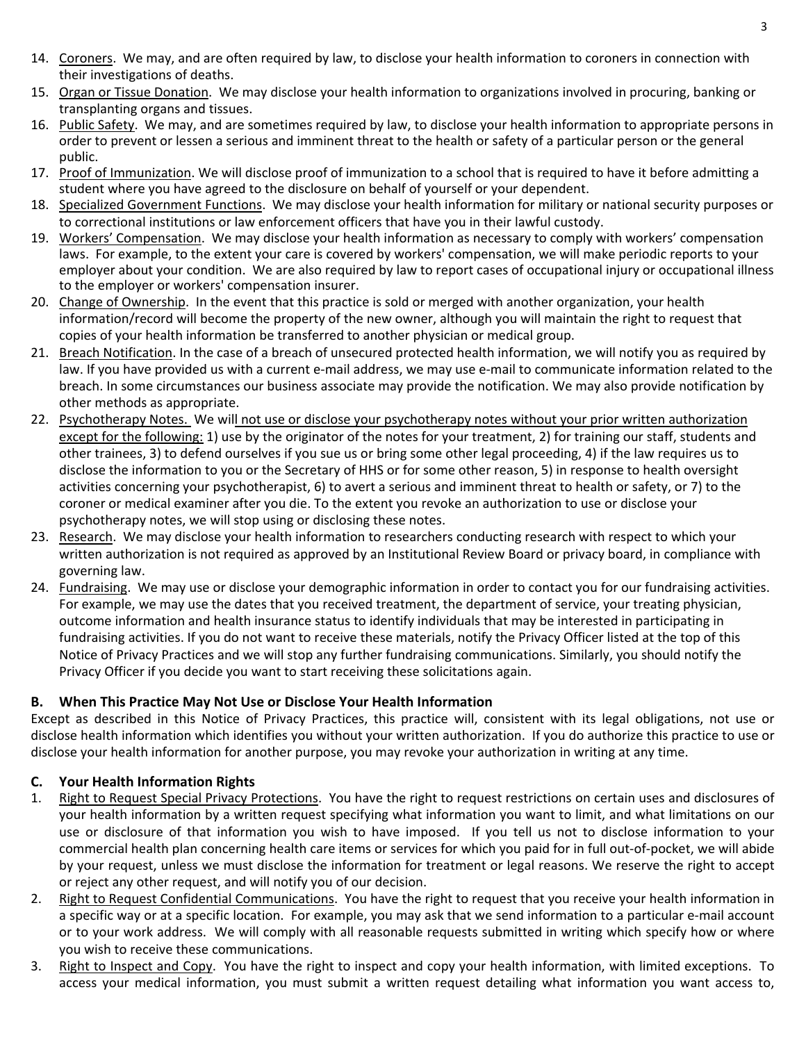14. Coroners. We may, and are often required by law, to disclose your health information to coroners in connection with their investigations of deaths.
15. Organ or Tissue Donation. We may disclose your health information to organizations involved in procuring, banking or transplanting organs and tissues.
16. Public Safety. We may, and are sometimes required by law, to disclose your health information to appropriate persons in order to prevent or lessen a serious and imminent threat to the health or safety of a particular person or the general public.
17. Proof of Immunization. We will disclose proof of immunization to a school that is required to have it before admitting a student where you have agreed to the disclosure on behalf of yourself or your dependent.
18. Specialized Government Functions. We may disclose your health information for military or national security purposes or to correctional institutions or law enforcement officers that have you in their lawful custody.
19. Workers' Compensation. We may disclose your health information as necessary to comply with workers' compensation laws. For example, to the extent your care is covered by workers' compensation, we will make periodic reports to your employer about your condition. We are also required by law to report cases of occupational injury or occupational illness to the employer or workers' compensation insurer.
20. Change of Ownership. In the event that this practice is sold or merged with another organization, your health information/record will become the property of the new owner, although you will maintain the right to request that copies of your health information be transferred to another physician or medical group.
21. Breach Notification. In the case of a breach of unsecured protected health information, we will notify you as required by law. If you have provided us with a current e-mail address, we may use e-mail to communicate information related to the breach. In some circumstances our business associate may provide the notification. We may also provide notification by other methods as appropriate.
22. Psychotherapy Notes. We will not use or disclose your psychotherapy notes without your prior written authorization except for the following: 1) use by the originator of the notes for your treatment, 2) for training our staff, students and other trainees, 3) to defend ourselves if you sue us or bring some other legal proceeding, 4) if the law requires us to disclose the information to you or the Secretary of HHS or for some other reason, 5) in response to health oversight activities concerning your psychotherapist, 6) to avert a serious and imminent threat to health or safety, or 7) to the coroner or medical examiner after you die. To the extent you revoke an authorization to use or disclose your psychotherapy notes, we will stop using or disclosing these notes.
23. Research. We may disclose your health information to researchers conducting research with respect to which your written authorization is not required as approved by an Institutional Review Board or privacy board, in compliance with governing law.
24. Fundraising. We may use or disclose your demographic information in order to contact you for our fundraising activities. For example, we may use the dates that you received treatment, the department of service, your treating physician, outcome information and health insurance status to identify individuals that may be interested in participating in fundraising activities. If you do not want to receive these materials, notify the Privacy Officer listed at the top of this Notice of Privacy Practices and we will stop any further fundraising communications. Similarly, you should notify the Privacy Officer if you decide you want to start receiving these solicitations again.

## B. When This Practice May Not Use or Disclose Your Health Information

Except as described in this Notice of Privacy Practices, this practice will, consistent with its legal obligations, not use or disclose health information which identifies you without your written authorization. If you do authorize this practice to use or disclose your health information for another purpose, you may revoke your authorization in writing at any time.

## C. Your Health Information Rights

1. Right to Request Special Privacy Protections. You have the right to request restrictions on certain uses and disclosures of your health information by a written request specifying what information you want to limit, and what limitations on our use or disclosure of that information you wish to have imposed. If you tell us not to disclose information to your commercial health plan concerning health care items or services for which you paid for in full out-of-pocket, we will abide by your request, unless we must disclose the information for treatment or legal reasons. We reserve the right to accept or reject any other request, and will notify you of our decision.
2. Right to Request Confidential Communications. You have the right to request that you receive your health information in a specific way or at a specific location. For example, you may ask that we send information to a particular e-mail account or to your work address. We will comply with all reasonable requests submitted in writing which specify how or where you wish to receive these communications.
3. Right to Inspect and Copy. You have the right to inspect and copy your health information, with limited exceptions. To access your medical information, you must submit a written request detailing what information you want access to,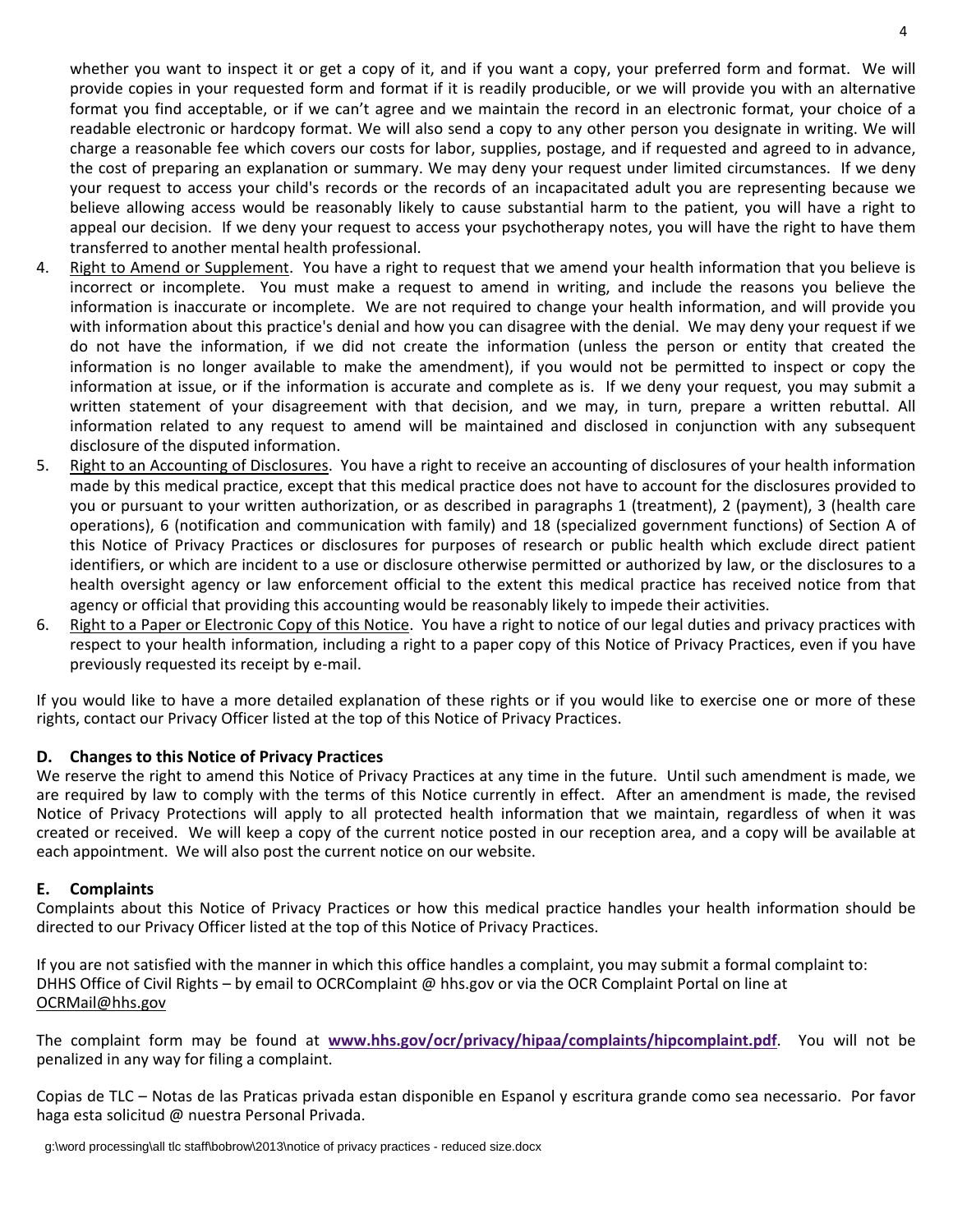whether you want to inspect it or get a copy of it, and if you want a copy, your preferred form and format. We will provide copies in your requested form and format if it is readily producible, or we will provide you with an alternative format you find acceptable, or if we can't agree and we maintain the record in an electronic format, your choice of a readable electronic or hardcopy format. We will also send a copy to any other person you designate in writing. We will charge a reasonable fee which covers our costs for labor, supplies, postage, and if requested and agreed to in advance, the cost of preparing an explanation or summary. We may deny your request under limited circumstances. If we deny your request to access your child's records or the records of an incapacitated adult you are representing because we believe allowing access would be reasonably likely to cause substantial harm to the patient, you will have a right to appeal our decision. If we deny your request to access your psychotherapy notes, you will have the right to have them transferred to another mental health professional.

4. Right to Amend or Supplement. You have a right to request that we amend your health information that you believe is incorrect or incomplete. You must make a request to amend in writing, and include the reasons you believe the information is inaccurate or incomplete. We are not required to change your health information, and will provide you with information about this practice's denial and how you can disagree with the denial. We may deny your request if we do not have the information, if we did not create the information (unless the person or entity that created the information is no longer available to make the amendment), if you would not be permitted to inspect or copy the information at issue, or if the information is accurate and complete as is. If we deny your request, you may submit a written statement of your disagreement with that decision, and we may, in turn, prepare a written rebuttal. All information related to any request to amend will be maintained and disclosed in conjunction with any subsequent disclosure of the disputed information.
5. Right to an Accounting of Disclosures. You have a right to receive an accounting of disclosures of your health information made by this medical practice, except that this medical practice does not have to account for the disclosures provided to you or pursuant to your written authorization, or as described in paragraphs 1 (treatment), 2 (payment), 3 (health care operations), 6 (notification and communication with family) and 18 (specialized government functions) of Section A of this Notice of Privacy Practices or disclosures for purposes of research or public health which exclude direct patient identifiers, or which are incident to a use or disclosure otherwise permitted or authorized by law, or the disclosures to a health oversight agency or law enforcement official to the extent this medical practice has received notice from that agency or official that providing this accounting would be reasonably likely to impede their activities.
6. Right to a Paper or Electronic Copy of this Notice. You have a right to notice of our legal duties and privacy practices with respect to your health information, including a right to a paper copy of this Notice of Privacy Practices, even if you have previously requested its receipt by e-mail.

If you would like to have a more detailed explanation of these rights or if you would like to exercise one or more of these rights, contact our Privacy Officer listed at the top of this Notice of Privacy Practices.

**D. Changes to this Notice of Privacy Practices**

We reserve the right to amend this Notice of Privacy Practices at any time in the future. Until such amendment is made, we are required by law to comply with the terms of this Notice currently in effect. After an amendment is made, the revised Notice of Privacy Protections will apply to all protected health information that we maintain, regardless of when it was created or received. We will keep a copy of the current notice posted in our reception area, and a copy will be available at each appointment. We will also post the current notice on our website.

**E. Complaints**

Complaints about this Notice of Privacy Practices or how this medical practice handles your health information should be directed to our Privacy Officer listed at the top of this Notice of Privacy Practices.

If you are not satisfied with the manner in which this office handles a complaint, you may submit a formal complaint to:
DHHS Office of Civil Rights – by email to OCRComplaint @ hhs.gov or via the OCR Complaint Portal on line at OCRMail@hhs.gov

The complaint form may be found at **www.hhs.gov/ocr/privacy/hipaa/complaints/hipcomplaint.pdf**. You will not be penalized in any way for filing a complaint.

Copias de TLC – Notas de las Praticas privada estan disponible en Espanol y escritura grande como sea necessario. Por favor haga esta solicitud @ nuestra Personal Privada.

g:\word processing\all tlc staff\bobrow\2013\notice of privacy practices - reduced size.docx